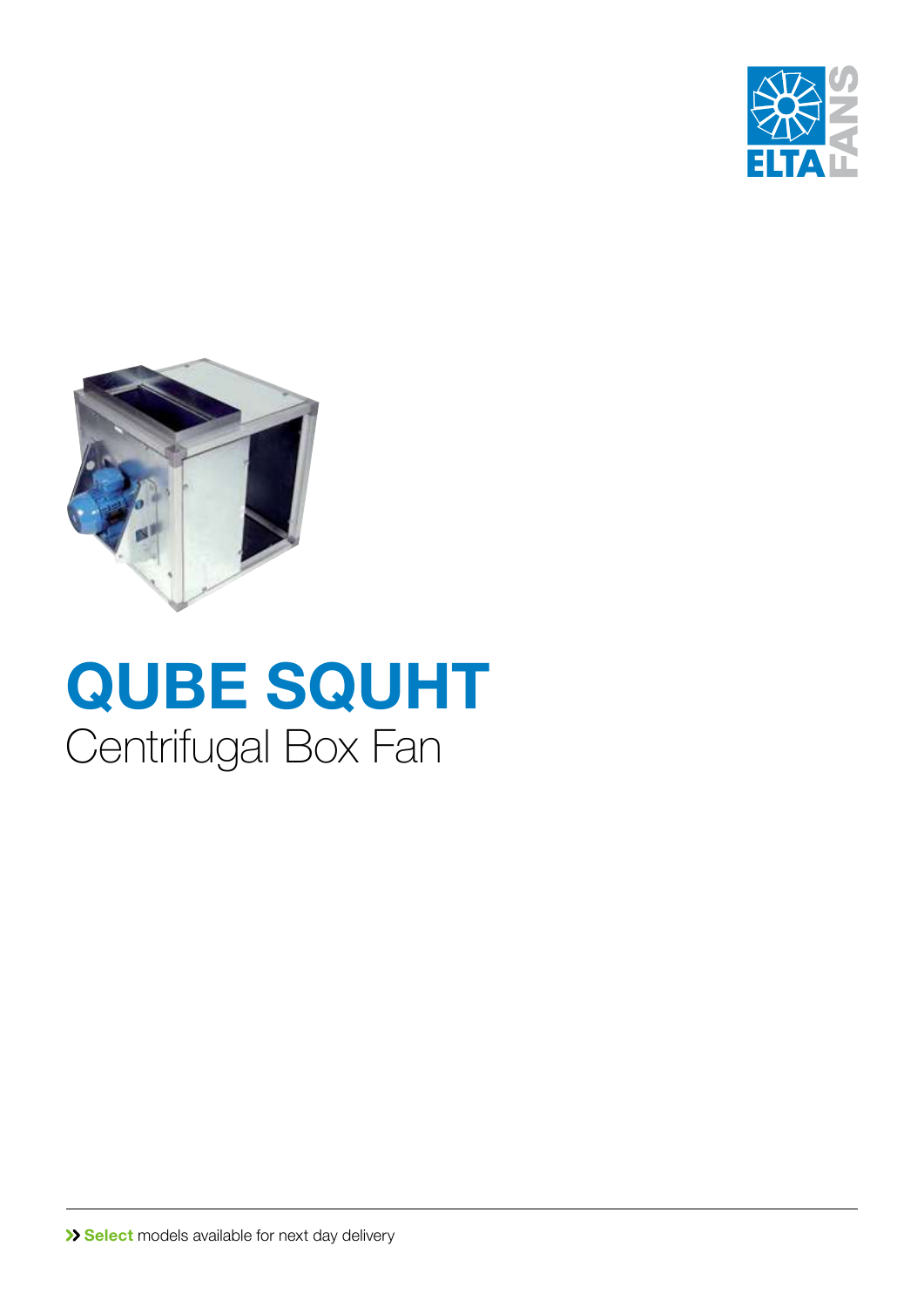# QUBE SQUHT

## Centrifugal Box Fan

» **Select** models available for next day delivery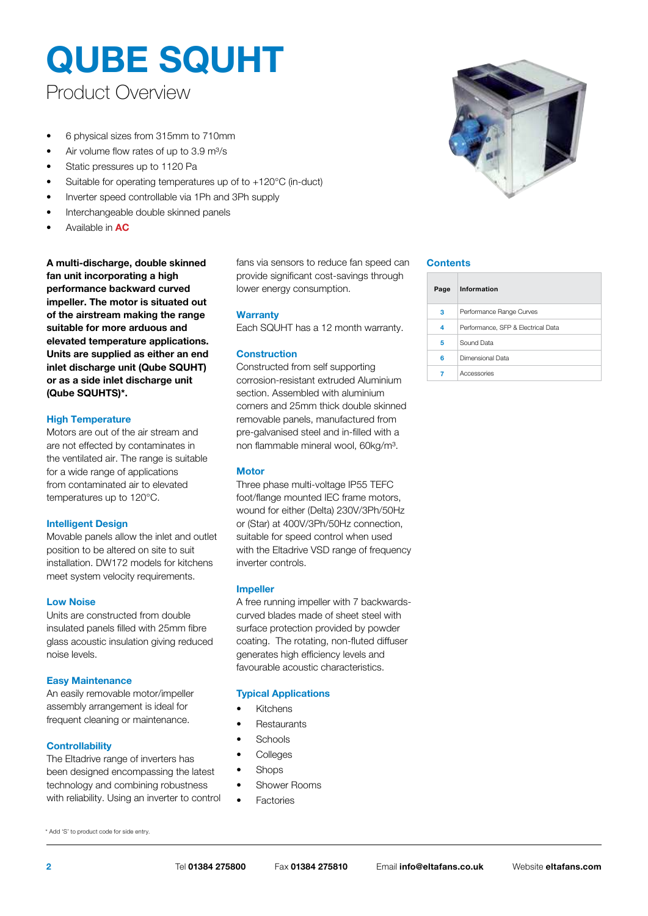# QUBE SQUHT

## Product Overview

- 6 physical sizes from 315mm to 710mm
- Air volume flow rates of up to 3.9 m³/s
- Static pressures up to 1120 Pa
- Suitable for operating temperatures up of to +120°C (in-duct)
- Inverter speed controllable via 1Ph and 3Ph supply
- Interchangeable double skinned panels
- Available in **AC**

**A multi-discharge, double skinned fan unit incorporating a high performance backward curved impeller. The motor is situated out of the airstream making the range suitable for more arduous and elevated temperature applications. Units are supplied as either an end inlet discharge unit (Qube SQUHT) or as a side inlet discharge unit (Qube SQUHTS)*.**

### High Temperature

Motors are out of the air stream and are not effected by contaminates in the ventilated air. The range is suitable for a wide range of applications from contaminated air to elevated temperatures up to 120°C.

### Intelligent Design

Movable panels allow the inlet and outlet position to be altered on site to suit installation. DW172 models for kitchens meet system velocity requirements.

### Low Noise

Units are constructed from double insulated panels filled with 25mm fibre glass acoustic insulation giving reduced noise levels.

### Easy Maintenance

An easily removable motor/impeller assembly arrangement is ideal for frequent cleaning or maintenance.

### Controllability

The Eltadrive range of inverters has been designed encompassing the latest technology and combining robustness with reliability. Using an inverter to control fans via sensors to reduce fan speed can provide significant cost-savings through lower energy consumption.

### Warranty

Each SQUHT has a 12 month warranty.

### Construction

Constructed from self supporting corrosion-resistant extruded Aluminium section. Assembled with aluminium corners and 25mm thick double skinned removable panels, manufactured from pre-galvanised steel and in-filled with a non flammable mineral wool, 60kg/m³.

### Motor

Three phase multi-voltage IP55 TEFC foot/flange mounted IEC frame motors, wound for either (Delta) 230V/3Ph/50Hz or (Star) at 400V/3Ph/50Hz connection, suitable for speed control when used with the Eltadrive VSD range of frequency inverter controls.

### Impeller

A free running impeller with 7 backwards-curved blades made of sheet steel with surface protection provided by powder coating. The rotating, non-fluted diffuser generates high efficiency levels and favourable acoustic characteristics.

### Typical Applications

- Kitchens
- Restaurants
- Schools
- Colleges
- Shops
- Shower Rooms
- Factories

### Contents

| Page | Information |
|---|---|
| 3 | Performance Range Curves |
| 4 | Performance, SFP & Electrical Data |
| 5 | Sound Data |
| 6 | Dimensional Data |
| 7 | Accessories |

* Add 'S' to product code for side entry.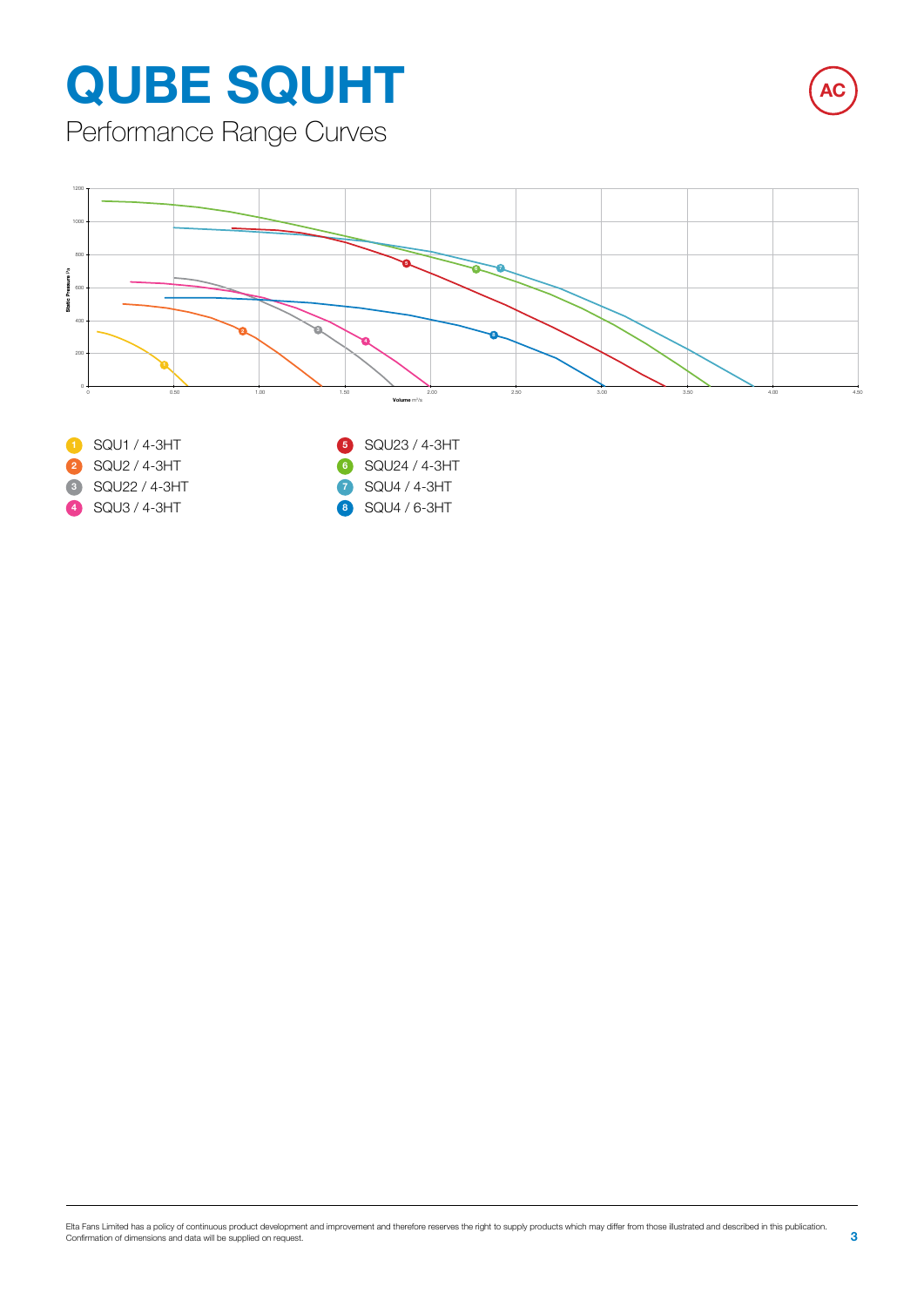# QUBE SQUHT

## Performance Range Curves

AC

Static Pressure Pa

Volume m³/s

0, 0.50, 1.00, 1.50, 2.00, 2.50, 3.00, 3.50, 4.00, 4.50

0, 200, 400, 600, 800, 1000, 1200

1. SQU1 / 4-3HT
2. SQU2 / 4-3HT
3. SQU22 / 4-3HT
4. SQU3 / 4-3HT
5. SQU23 / 4-3HT
6. SQU24 / 4-3HT
7. SQU4 / 4-3HT
8. SQU4 / 6-3HT

Elta Fans Limited has a policy of continuous product development and improvement and therefore reserves the right to supply products which may differ from those illustrated and described in this publication. Confirmation of dimensions and data will be supplied on request.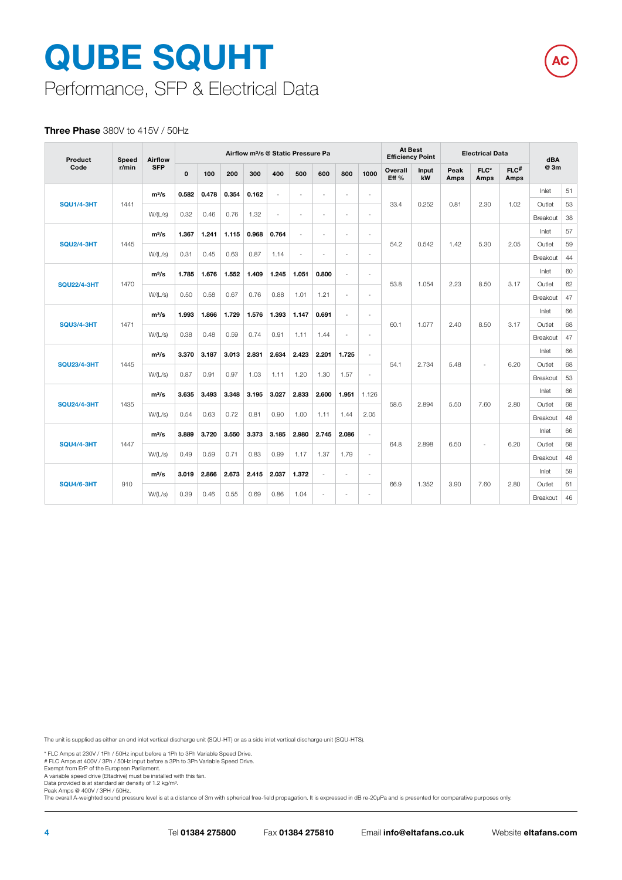# QUBE SQUHT

## Performance, SFP & Electrical Data

**Three Phase** 380V to 415V / 50Hz

| Product Code | Speed r/min | Airflow SFP | Airflow m³/s @ Static Pressure Pa | | | | | | | | | At Best Efficiency Point | | Electrical Data | | | dBA @ 3m | |
|---|---|---|---|---|---|---|---|---|---|---|---|---|---|---|---|---|---|---|
| | | | 0 | 100 | 200 | 300 | 400 | 500 | 600 | 800 | 1000 | Overall Eff % | Input kW | Peak Amps | FLC* Amps | FLC# Amps | | |
| SQU1/4-3HT | 1441 | m³/s | **0.582** | **0.478** | **0.354** | **0.162** | - | - | - | - | - | 33.4 | 0.252 | 0.81 | 2.30 | 1.02 | Inlet | 51 |
| | | W/(L/s) | 0.32 | 0.46 | 0.76 | 1.32 | - | - | - | - | - | | | | | | Outlet | 53 |
| | | | | | | | | | | | | | | | | | Breakout | 38 |
| SQU2/4-3HT | 1445 | m³/s | **1.367** | **1.241** | **1.115** | **0.968** | **0.764** | - | - | - | - | 54.2 | 0.542 | 1.42 | 5.30 | 2.05 | Inlet | 57 |
| | | W/(L/s) | 0.31 | 0.45 | 0.63 | 0.87 | 1.14 | - | - | - | - | | | | | | Outlet | 59 |
| | | | | | | | | | | | | | | | | | Breakout | 44 |
| SQU22/4-3HT | 1470 | m³/s | **1.785** | **1.676** | **1.552** | **1.409** | **1.245** | **1.051** | **0.800** | - | - | 53.8 | 1.054 | 2.23 | 8.50 | 3.17 | Inlet | 60 |
| | | W/(L/s) | 0.50 | 0.58 | 0.67 | 0.76 | 0.88 | 1.01 | 1.21 | - | - | | | | | | Outlet | 62 |
| | | | | | | | | | | | | | | | | | Breakout | 47 |
| SQU3/4-3HT | 1471 | m³/s | **1.993** | **1.866** | **1.729** | **1.576** | **1.393** | **1.147** | **0.691** | - | - | 60.1 | 1.077 | 2.40 | 8.50 | 3.17 | Inlet | 66 |
| | | W/(L/s) | 0.38 | 0.48 | 0.59 | 0.74 | 0.91 | 1.11 | 1.44 | - | - | | | | | | Outlet | 68 |
| | | | | | | | | | | | | | | | | | Breakout | 47 |
| SQU23/4-3HT | 1445 | m³/s | **3.370** | **3.187** | **3.013** | **2.831** | **2.634** | **2.423** | **2.201** | **1.725** | - | 54.1 | 2.734 | 5.48 | - | 6.20 | Inlet | 66 |
| | | W/(L/s) | 0.87 | 0.91 | 0.97 | 1.03 | 1.11 | 1.20 | 1.30 | 1.57 | - | | | | | | Outlet | 68 |
| | | | | | | | | | | | | | | | | | Breakout | 53 |
| SQU24/4-3HT | 1435 | m³/s | **3.635** | **3.493** | **3.348** | **3.195** | **3.027** | **2.833** | **2.600** | **1.951** | 1.126 | 58.6 | 2.894 | 5.50 | 7.60 | 2.80 | Inlet | 66 |
| | | W/(L/s) | 0.54 | 0.63 | 0.72 | 0.81 | 0.90 | 1.00 | 1.11 | 1.44 | 2.05 | | | | | | Outlet | 68 |
| | | | | | | | | | | | | | | | | | Breakout | 48 |
| SQU4/4-3HT | 1447 | m³/s | **3.889** | **3.720** | **3.550** | **3.373** | **3.185** | **2.980** | **2.745** | **2.086** | - | 64.8 | 2.898 | 6.50 | - | 6.20 | Inlet | 66 |
| | | W/(L/s) | 0.49 | 0.59 | 0.71 | 0.83 | 0.99 | 1.17 | 1.37 | 1.79 | - | | | | | | Outlet | 68 |
| | | | | | | | | | | | | | | | | | Breakout | 48 |
| SQU4/6-3HT | 910 | m³/s | **3.019** | **2.866** | **2.673** | **2.415** | **2.037** | **1.372** | - | - | - | 66.9 | 1.352 | 3.90 | 7.60 | 2.80 | Inlet | 59 |
| | | W/(L/s) | 0.39 | 0.46 | 0.55 | 0.69 | 0.86 | 1.04 | - | - | - | | | | | | Outlet | 61 |
| | | | | | | | | | | | | | | | | | Breakout | 46 |

The unit is supplied as either an end inlet vertical discharge unit (SQU-HT) or as a side inlet vertical discharge unit (SQU-HTS).

\* FLC Amps at 230V / 1Ph / 50Hz input before a 1Ph to 3Ph Variable Speed Drive.
\# FLC Amps at 400V / 3Ph / 50Hz input before a 3Ph to 3Ph Variable Speed Drive.
Exempt from ErP of the European Parliament.
A variable speed drive (Eltadrive) must be installed with this fan.
Data provided is at standard air density of 1.2 kg/m³.
Peak Amps @ 400V / 3PH / 50Hz.
The overall A-weighted sound pressure level is at a distance of 3m with spherical free-field propagation. It is expressed in dB re-20μPa and is presented for comparative purposes only.

Tel **01384 275800** Fax **01384 275810** Email **info@eltafans.co.uk** Website **eltafans.com**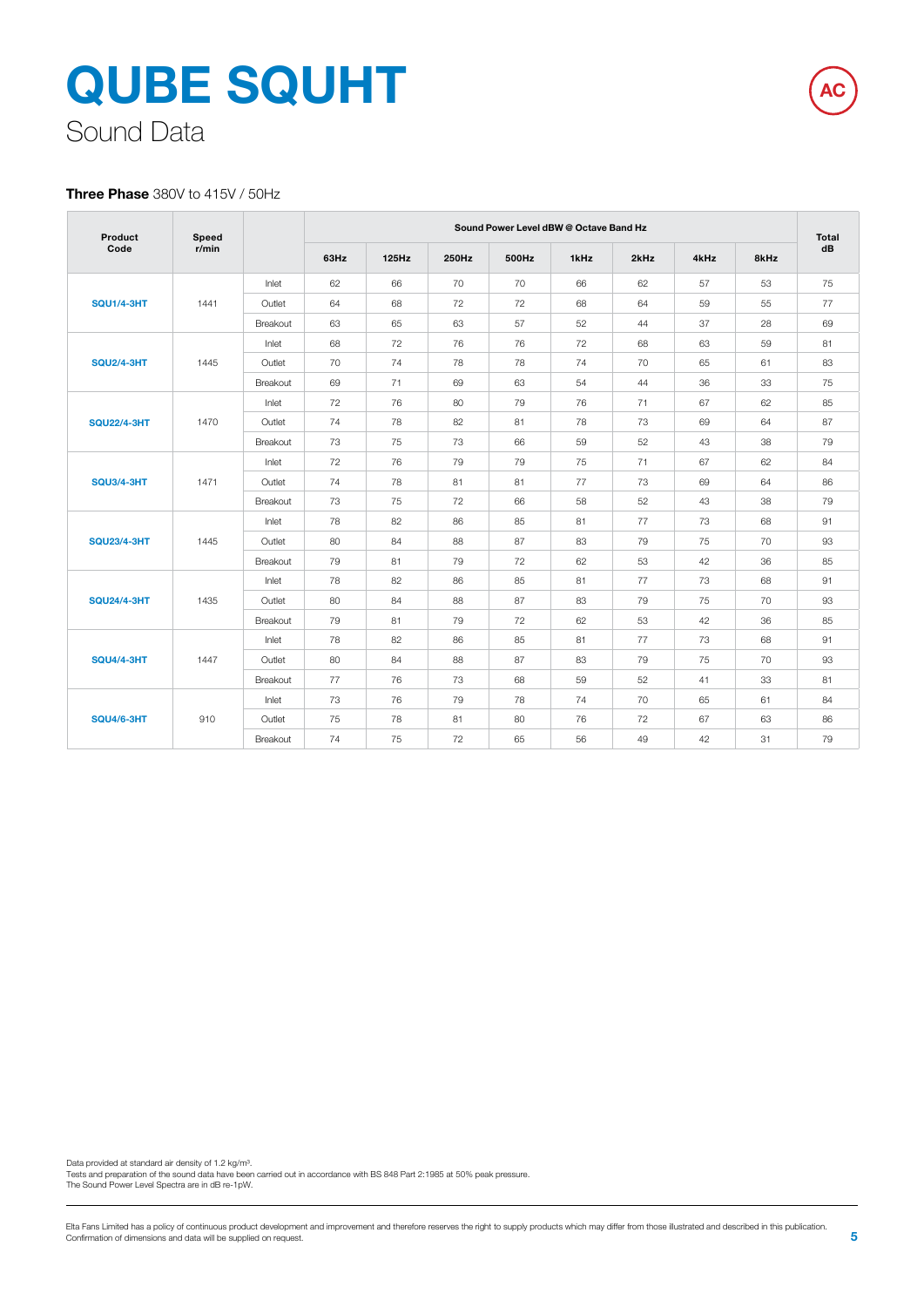# QUBE SQUHT

Sound Data

AC

**Three Phase** 380V to 415V / 50Hz

| Product Code | Speed r/min | | Sound Power Level dBW @ Octave Band Hz | | | | | | | | Total dB |
|---|---|---|---|---|---|---|---|---|---|---|---|
| | | | 63Hz | 125Hz | 250Hz | 500Hz | 1kHz | 2kHz | 4kHz | 8kHz | |
| SQU1/4-3HT | 1441 | Inlet | 62 | 66 | 70 | 70 | 66 | 62 | 57 | 53 | 75 |
| | | Outlet | 64 | 68 | 72 | 72 | 68 | 64 | 59 | 55 | 77 |
| | | Breakout | 63 | 65 | 63 | 57 | 52 | 44 | 37 | 28 | 69 |
| SQU2/4-3HT | 1445 | Inlet | 68 | 72 | 76 | 76 | 72 | 68 | 63 | 59 | 81 |
| | | Outlet | 70 | 74 | 78 | 78 | 74 | 70 | 65 | 61 | 83 |
| | | Breakout | 69 | 71 | 69 | 63 | 54 | 44 | 36 | 33 | 75 |
| SQU22/4-3HT | 1470 | Inlet | 72 | 76 | 80 | 79 | 76 | 71 | 67 | 62 | 85 |
| | | Outlet | 74 | 78 | 82 | 81 | 78 | 73 | 69 | 64 | 87 |
| | | Breakout | 73 | 75 | 73 | 66 | 59 | 52 | 43 | 38 | 79 |
| SQU3/4-3HT | 1471 | Inlet | 72 | 76 | 79 | 79 | 75 | 71 | 67 | 62 | 84 |
| | | Outlet | 74 | 78 | 81 | 81 | 77 | 73 | 69 | 64 | 86 |
| | | Breakout | 73 | 75 | 72 | 66 | 58 | 52 | 43 | 38 | 79 |
| SQU23/4-3HT | 1445 | Inlet | 78 | 82 | 86 | 85 | 81 | 77 | 73 | 68 | 91 |
| | | Outlet | 80 | 84 | 88 | 87 | 83 | 79 | 75 | 70 | 93 |
| | | Breakout | 79 | 81 | 79 | 72 | 62 | 53 | 42 | 36 | 85 |
| SQU24/4-3HT | 1435 | Inlet | 78 | 82 | 86 | 85 | 81 | 77 | 73 | 68 | 91 |
| | | Outlet | 80 | 84 | 88 | 87 | 83 | 79 | 75 | 70 | 93 |
| | | Breakout | 79 | 81 | 79 | 72 | 62 | 53 | 42 | 36 | 85 |
| SQU4/4-3HT | 1447 | Inlet | 78 | 82 | 86 | 85 | 81 | 77 | 73 | 68 | 91 |
| | | Outlet | 80 | 84 | 88 | 87 | 83 | 79 | 75 | 70 | 93 |
| | | Breakout | 77 | 76 | 73 | 68 | 59 | 52 | 41 | 33 | 81 |
| SQU4/6-3HT | 910 | Inlet | 73 | 76 | 79 | 78 | 74 | 70 | 65 | 61 | 84 |
| | | Outlet | 75 | 78 | 81 | 80 | 76 | 72 | 67 | 63 | 86 |
| | | Breakout | 74 | 75 | 72 | 65 | 56 | 49 | 42 | 31 | 79 |

Data provided at standard air density of 1.2 kg/m³.
Tests and preparation of the sound data have been carried out in accordance with BS 848 Part 2:1985 at 50% peak pressure.
The Sound Power Level Spectra are in dB re-1pW.

Elta Fans Limited has a policy of continuous product development and improvement and therefore reserves the right to supply products which may differ from those illustrated and described in this publication. Confirmation of dimensions and data will be supplied on request.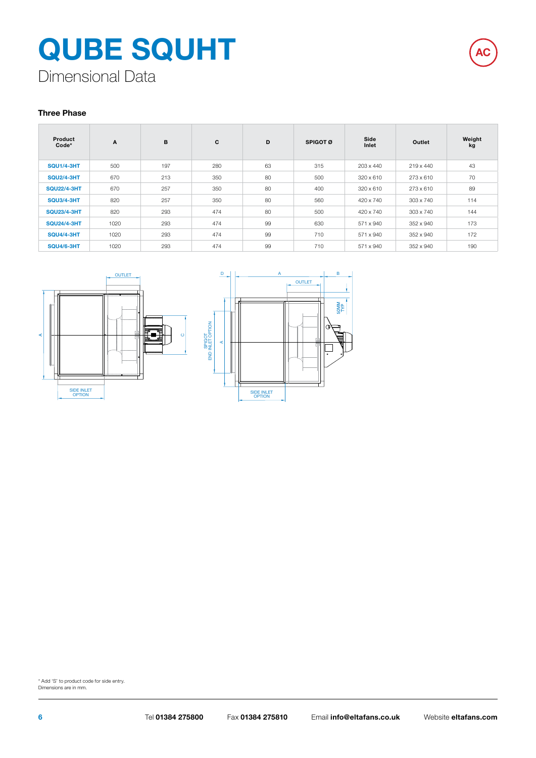# QUBE SQUHT

## Dimensional Data

AC

### Three Phase

| Product Code* | A | B | C | D | SPIGOT Ø | Side Inlet | Outlet | Weight kg |
|---|---|---|---|---|---|---|---|---|
| SQU1/4-3HT | 500 | 197 | 280 | 63 | 315 | 203 x 440 | 219 x 440 | 43 |
| SQU2/4-3HT | 670 | 213 | 350 | 80 | 500 | 320 x 610 | 273 x 610 | 70 |
| SQU22/4-3HT | 670 | 257 | 350 | 80 | 400 | 320 x 610 | 273 x 610 | 89 |
| SQU3/4-3HT | 820 | 257 | 350 | 80 | 560 | 420 x 740 | 303 x 740 | 114 |
| SQU23/4-3HT | 820 | 293 | 474 | 80 | 500 | 420 x 740 | 303 x 740 | 144 |
| SQU24/4-3HT | 1020 | 293 | 474 | 99 | 630 | 571 x 940 | 352 x 940 | 173 |
| SQU4/4-3HT | 1020 | 293 | 474 | 99 | 710 | 571 x 940 | 352 x 940 | 172 |
| SQU4/6-3HT | 1020 | 293 | 474 | 99 | 710 | 571 x 940 | 352 x 940 | 190 |

\* Add 'S' to product code for side entry.
Dimensions are in mm.

Tel **01384 275800** Fax **01384 275810** Email **info@eltafans.co.uk** Website **eltafans.com**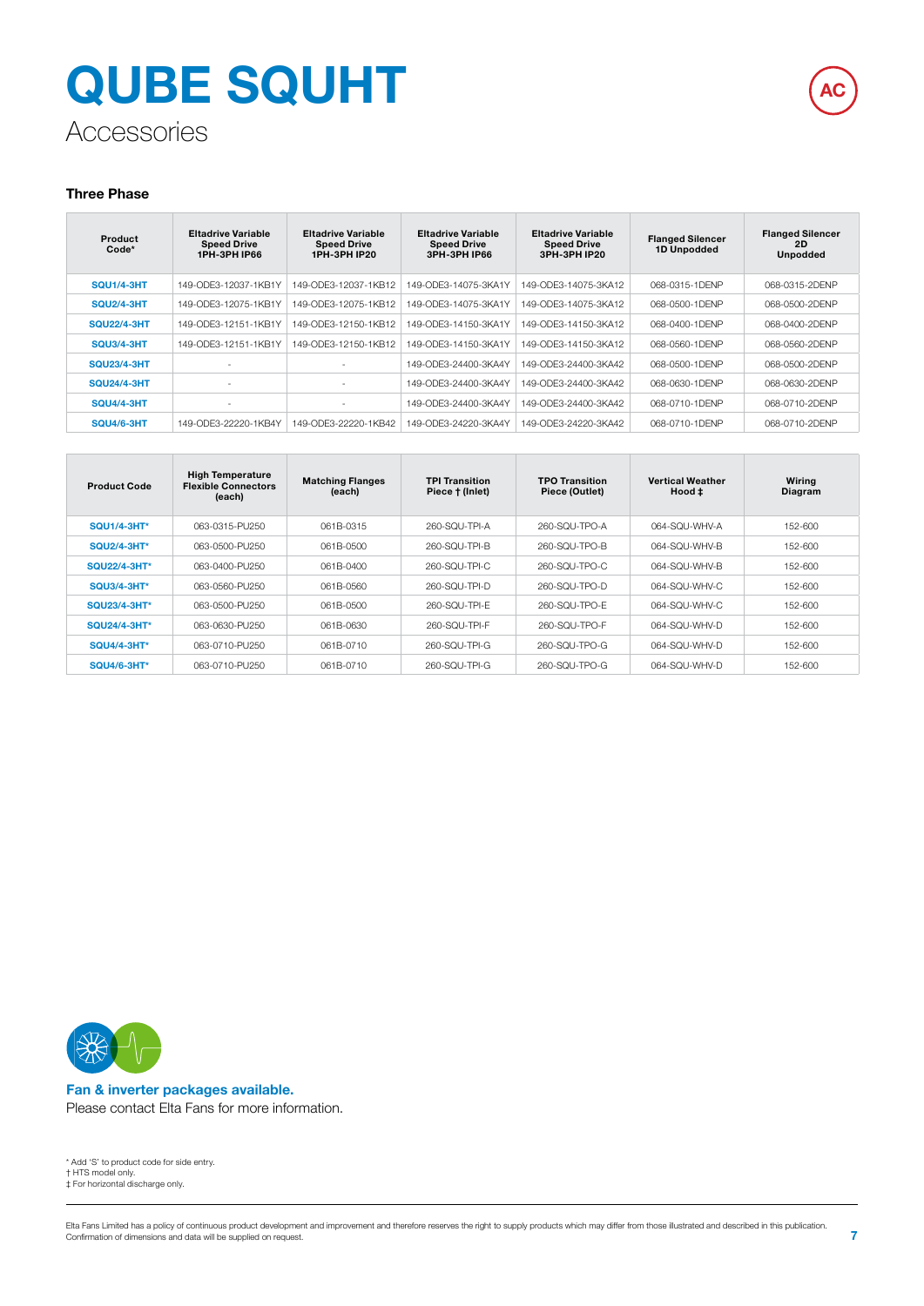# QUBE SQUHT

Accessories

AC

### Three Phase

| Product Code* | Eltadrive Variable Speed Drive 1PH-3PH IP66 | Eltadrive Variable Speed Drive 1PH-3PH IP20 | Eltadrive Variable Speed Drive 3PH-3PH IP66 | Eltadrive Variable Speed Drive 3PH-3PH IP20 | Flanged Silencer 1D Unpodded | Flanged Silencer 2D Unpodded |
|---|---|---|---|---|---|---|
| SQU1/4-3HT | 149-ODE3-12037-1KB1Y | 149-ODE3-12037-1KB12 | 149-ODE3-14075-3KA1Y | 149-ODE3-14075-3KA12 | 068-0315-1DENP | 068-0315-2DENP |
| SQU2/4-3HT | 149-ODE3-12075-1KB1Y | 149-ODE3-12075-1KB12 | 149-ODE3-14075-3KA1Y | 149-ODE3-14075-3KA12 | 068-0500-1DENP | 068-0500-2DENP |
| SQU22/4-3HT | 149-ODE3-12151-1KB1Y | 149-ODE3-12150-1KB12 | 149-ODE3-14150-3KA1Y | 149-ODE3-14150-3KA12 | 068-0400-1DENP | 068-0400-2DENP |
| SQU3/4-3HT | 149-ODE3-12151-1KB1Y | 149-ODE3-12150-1KB12 | 149-ODE3-14150-3KA1Y | 149-ODE3-14150-3KA12 | 068-0560-1DENP | 068-0560-2DENP |
| SQU23/4-3HT | - | - | 149-ODE3-24400-3KA4Y | 149-ODE3-24400-3KA42 | 068-0500-1DENP | 068-0500-2DENP |
| SQU24/4-3HT | - | - | 149-ODE3-24400-3KA4Y | 149-ODE3-24400-3KA42 | 068-0630-1DENP | 068-0630-2DENP |
| SQU4/4-3HT | - | - | 149-ODE3-24400-3KA4Y | 149-ODE3-24400-3KA42 | 068-0710-1DENP | 068-0710-2DENP |
| SQU4/6-3HT | 149-ODE3-22220-1KB4Y | 149-ODE3-22220-1KB42 | 149-ODE3-24220-3KA4Y | 149-ODE3-24220-3KA42 | 068-0710-1DENP | 068-0710-2DENP |

| Product Code | High Temperature Flexible Connectors (each) | Matching Flanges (each) | TPI Transition Piece † (Inlet) | TPO Transition Piece (Outlet) | Vertical Weather Hood ‡ | Wiring Diagram |
|---|---|---|---|---|---|---|
| SQU1/4-3HT* | 063-0315-PU250 | 061B-0315 | 260-SQU-TPI-A | 260-SQU-TPO-A | 064-SQU-WHV-A | 152-600 |
| SQU2/4-3HT* | 063-0500-PU250 | 061B-0500 | 260-SQU-TPI-B | 260-SQU-TPO-B | 064-SQU-WHV-B | 152-600 |
| SQU22/4-3HT* | 063-0400-PU250 | 061B-0400 | 260-SQU-TPI-C | 260-SQU-TPO-C | 064-SQU-WHV-B | 152-600 |
| SQU3/4-3HT* | 063-0560-PU250 | 061B-0560 | 260-SQU-TPI-D | 260-SQU-TPO-D | 064-SQU-WHV-C | 152-600 |
| SQU23/4-3HT* | 063-0500-PU250 | 061B-0500 | 260-SQU-TPI-E | 260-SQU-TPO-E | 064-SQU-WHV-C | 152-600 |
| SQU24/4-3HT* | 063-0630-PU250 | 061B-0630 | 260-SQU-TPI-F | 260-SQU-TPO-F | 064-SQU-WHV-D | 152-600 |
| SQU4/4-3HT* | 063-0710-PU250 | 061B-0710 | 260-SQU-TPI-G | 260-SQU-TPO-G | 064-SQU-WHV-D | 152-600 |
| SQU4/6-3HT* | 063-0710-PU250 | 061B-0710 | 260-SQU-TPI-G | 260-SQU-TPO-G | 064-SQU-WHV-D | 152-600 |

**Fan & inverter packages available.**
Please contact Elta Fans for more information.

* Add 'S' to product code for side entry.
† HTS model only.
‡ For horizontal discharge only.

Elta Fans Limited has a policy of continuous product development and improvement and therefore reserves the right to supply products which may differ from those illustrated and described in this publication. Confirmation of dimensions and data will be supplied on request.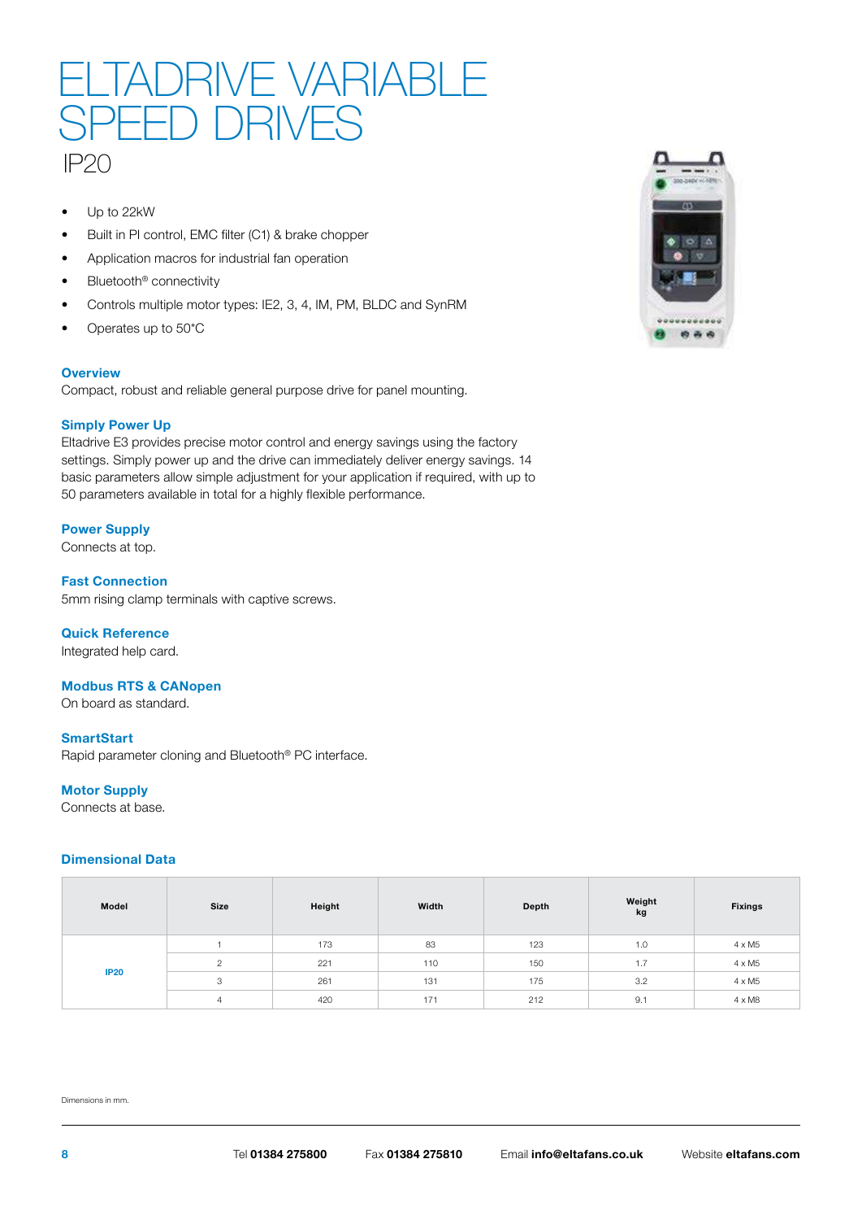# ELTADRIVE VARIABLE SPEED DRIVES

## IP20

- Up to 22kW
- Built in PI control, EMC filter (C1) & brake chopper
- Application macros for industrial fan operation
- Bluetooth® connectivity
- Controls multiple motor types: IE2, 3, 4, IM, PM, BLDC and SynRM
- Operates up to 50°C

### Overview

Compact, robust and reliable general purpose drive for panel mounting.

### Simply Power Up

Eltadrive E3 provides precise motor control and energy savings using the factory settings. Simply power up and the drive can immediately deliver energy savings. 14 basic parameters allow simple adjustment for your application if required, with up to 50 parameters available in total for a highly flexible performance.

### Power Supply

Connects at top.

### Fast Connection

5mm rising clamp terminals with captive screws.

### Quick Reference

Integrated help card.

### Modbus RTS & CANopen

On board as standard.

### SmartStart

Rapid parameter cloning and Bluetooth® PC interface.

### Motor Supply

Connects at base.

### Dimensional Data

| Model | Size | Height | Width | Depth | Weight kg | Fixings |
|---|---|---|---|---|---|---|
| IP20 | 1 | 173 | 83 | 123 | 1.0 | 4 x M5 |
| | 2 | 221 | 110 | 150 | 1.7 | 4 x M5 |
| | 3 | 261 | 131 | 175 | 3.2 | 4 x M5 |
| | 4 | 420 | 171 | 212 | 9.1 | 4 x M8 |

Dimensions in mm.

Tel **01384 275800** Fax **01384 275810** Email **info@eltafans.co.uk** Website **eltafans.com**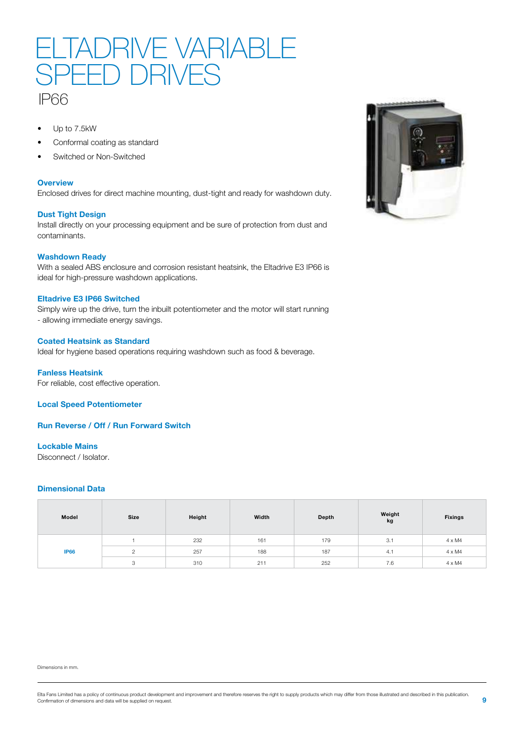# ELTADRIVE VARIABLE SPEED DRIVES

## IP66

- Up to 7.5kW
- Conformal coating as standard
- Switched or Non-Switched

### Overview

Enclosed drives for direct machine mounting, dust-tight and ready for washdown duty.

### Dust Tight Design

Install directly on your processing equipment and be sure of protection from dust and contaminants.

### Washdown Ready

With a sealed ABS enclosure and corrosion resistant heatsink, the Eltadrive E3 IP66 is ideal for high-pressure washdown applications.

### Eltadrive E3 IP66 Switched

Simply wire up the drive, turn the inbuilt potentiometer and the motor will start running - allowing immediate energy savings.

### Coated Heatsink as Standard

Ideal for hygiene based operations requiring washdown such as food & beverage.

### Fanless Heatsink

For reliable, cost effective operation.

### Local Speed Potentiometer

### Run Reverse / Off / Run Forward Switch

### Lockable Mains

Disconnect / Isolator.

### Dimensional Data

| Model | Size | Height | Width | Depth | Weight kg | Fixings |
|---|---|---|---|---|---|---|
| IP66 | 1 | 232 | 161 | 179 | 3.1 | 4 x M4 |
| | 2 | 257 | 188 | 187 | 4.1 | 4 x M4 |
| | 3 | 310 | 211 | 252 | 7.6 | 4 x M4 |

Dimensions in mm.

Elta Fans Limited has a policy of continuous product development and improvement and therefore reserves the right to supply products which may differ from those illustrated and described in this publication. Confirmation of dimensions and data will be supplied on request.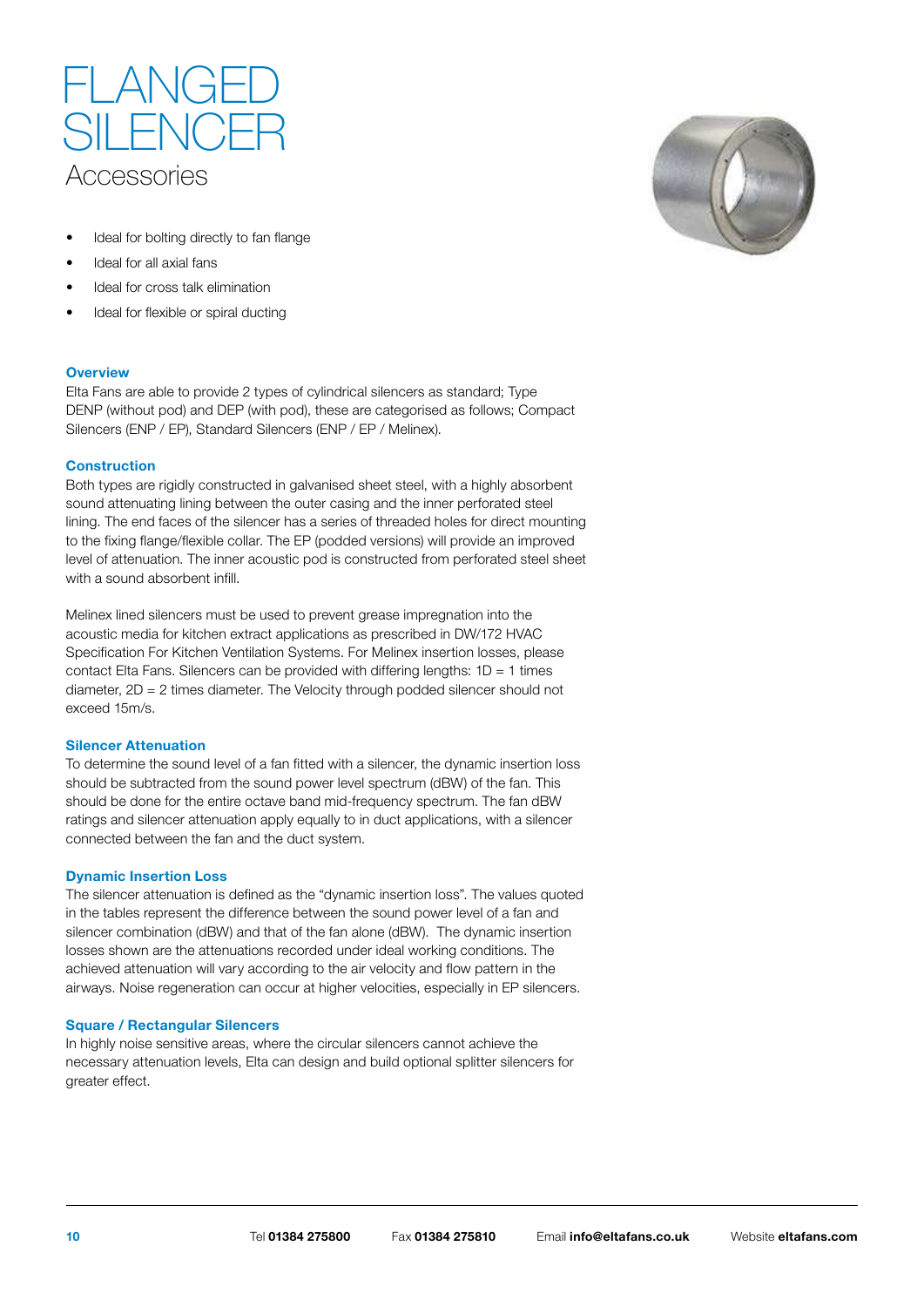# FLANGED SILENCER

## Accessories

- Ideal for bolting directly to fan flange
- Ideal for all axial fans
- Ideal for cross talk elimination
- Ideal for flexible or spiral ducting

### Overview

Elta Fans are able to provide 2 types of cylindrical silencers as standard; Type DENP (without pod) and DEP (with pod), these are categorised as follows; Compact Silencers (ENP / EP), Standard Silencers (ENP / EP / Melinex).

### Construction

Both types are rigidly constructed in galvanised sheet steel, with a highly absorbent sound attenuating lining between the outer casing and the inner perforated steel lining. The end faces of the silencer has a series of threaded holes for direct mounting to the fixing flange/flexible collar. The EP (podded versions) will provide an improved level of attenuation. The inner acoustic pod is constructed from perforated steel sheet with a sound absorbent infill.

Melinex lined silencers must be used to prevent grease impregnation into the acoustic media for kitchen extract applications as prescribed in DW/172 HVAC Specification For Kitchen Ventilation Systems. For Melinex insertion losses, please contact Elta Fans. Silencers can be provided with differing lengths: 1D = 1 times diameter, 2D = 2 times diameter. The Velocity through podded silencer should not exceed 15m/s.

### Silencer Attenuation

To determine the sound level of a fan fitted with a silencer, the dynamic insertion loss should be subtracted from the sound power level spectrum (dBW) of the fan. This should be done for the entire octave band mid-frequency spectrum. The fan dBW ratings and silencer attenuation apply equally to in duct applications, with a silencer connected between the fan and the duct system.

### Dynamic Insertion Loss

The silencer attenuation is defined as the "dynamic insertion loss". The values quoted in the tables represent the difference between the sound power level of a fan and silencer combination (dBW) and that of the fan alone (dBW). The dynamic insertion losses shown are the attenuations recorded under ideal working conditions. The achieved attenuation will vary according to the air velocity and flow pattern in the airways. Noise regeneration can occur at higher velocities, especially in EP silencers.

### Square / Rectangular Silencers

In highly noise sensitive areas, where the circular silencers cannot achieve the necessary attenuation levels, Elta can design and build optional splitter silencers for greater effect.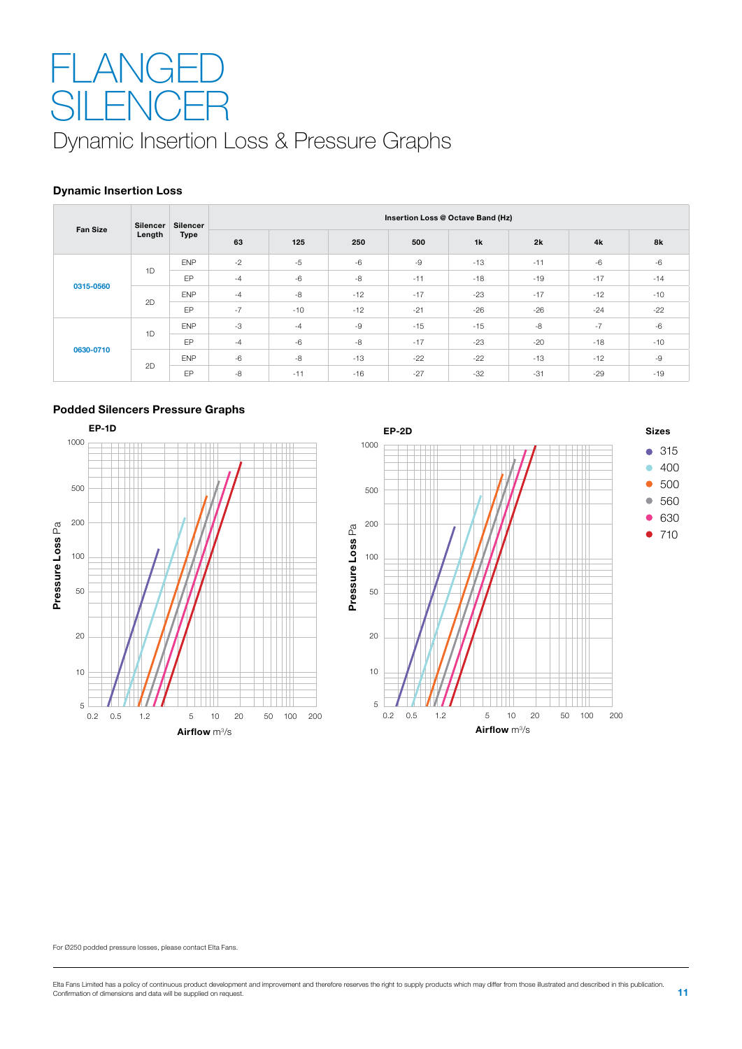# FLANGED SILENCER

## Dynamic Insertion Loss & Pressure Graphs

### Dynamic Insertion Loss

| Fan Size | Silencer Length | Silencer Type | Insertion Loss @ Octave Band (Hz) | | | | | | | |
|---|---|---|---|---|---|---|---|---|---|---|
| | | | 63 | 125 | 250 | 500 | 1k | 2k | 4k | 8k |
| 0315-0560 | 1D | ENP | -2 | -5 | -6 | -9 | -13 | -11 | -6 | -6 |
| | | EP | -4 | -6 | -8 | -11 | -18 | -19 | -17 | -14 |
| | 2D | ENP | -4 | -8 | -12 | -17 | -23 | -17 | -12 | -10 |
| | | EP | -7 | -10 | -12 | -21 | -26 | -26 | -24 | -22 |
| 0630-0710 | 1D | ENP | -3 | -4 | -9 | -15 | -15 | -8 | -7 | -6 |
| | | EP | -4 | -6 | -8 | -17 | -23 | -20 | -18 | -10 |
| | 2D | ENP | -6 | -8 | -13 | -22 | -22 | -13 | -12 | -9 |
| | | EP | -8 | -11 | -16 | -27 | -32 | -31 | -29 | -19 |

### Podded Silencers Pressure Graphs

**EP-1D**

Pressure Loss Pa (5–1000) vs Airflow m³/s (0.2–200)

**EP-2D**

Pressure Loss Pa (5–1000) vs Airflow m³/s (0.2–200)

**Sizes**
- 315
- 400
- 500
- 560
- 630
- 710

For Ø250 podded pressure losses, please contact Elta Fans.

Elta Fans Limited has a policy of continuous product development and improvement and therefore reserves the right to supply products which may differ from those illustrated and described in this publication. Confirmation of dimensions and data will be supplied on request.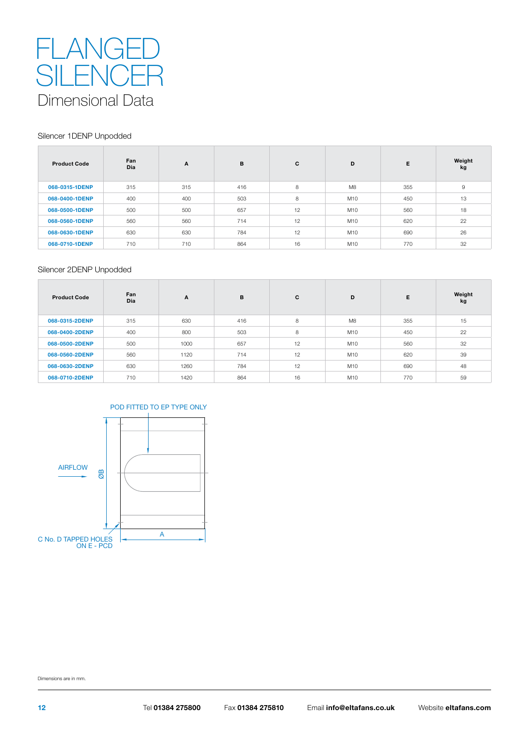# FLANGED SILENCER

## Dimensional Data

### Silencer 1DENP Unpodded

| Product Code | Fan Dia | A | B | C | D | E | Weight kg |
|---|---|---|---|---|---|---|---|
| 068-0315-1DENP | 315 | 315 | 416 | 8 | M8 | 355 | 9 |
| 068-0400-1DENP | 400 | 400 | 503 | 8 | M10 | 450 | 13 |
| 068-0500-1DENP | 500 | 500 | 657 | 12 | M10 | 560 | 18 |
| 068-0560-1DENP | 560 | 560 | 714 | 12 | M10 | 620 | 22 |
| 068-0630-1DENP | 630 | 630 | 784 | 12 | M10 | 690 | 26 |
| 068-0710-1DENP | 710 | 710 | 864 | 16 | M10 | 770 | 32 |

### Silencer 2DENP Unpodded

| Product Code | Fan Dia | A | B | C | D | E | Weight kg |
|---|---|---|---|---|---|---|---|
| 068-0315-2DENP | 315 | 630 | 416 | 8 | M8 | 355 | 15 |
| 068-0400-2DENP | 400 | 800 | 503 | 8 | M10 | 450 | 22 |
| 068-0500-2DENP | 500 | 1000 | 657 | 12 | M10 | 560 | 32 |
| 068-0560-2DENP | 560 | 1120 | 714 | 12 | M10 | 620 | 39 |
| 068-0630-2DENP | 630 | 1260 | 784 | 12 | M10 | 690 | 48 |
| 068-0710-2DENP | 710 | 1420 | 864 | 16 | M10 | 770 | 59 |

POD FITTED TO EP TYPE ONLY

AIRFLOW

ØB

A

C No. D TAPPED HOLES ON E - PCD

Dimensions are in mm.

Tel **01384 275800** Fax **01384 275810** Email **info@eltafans.co.uk** Website **eltafans.com**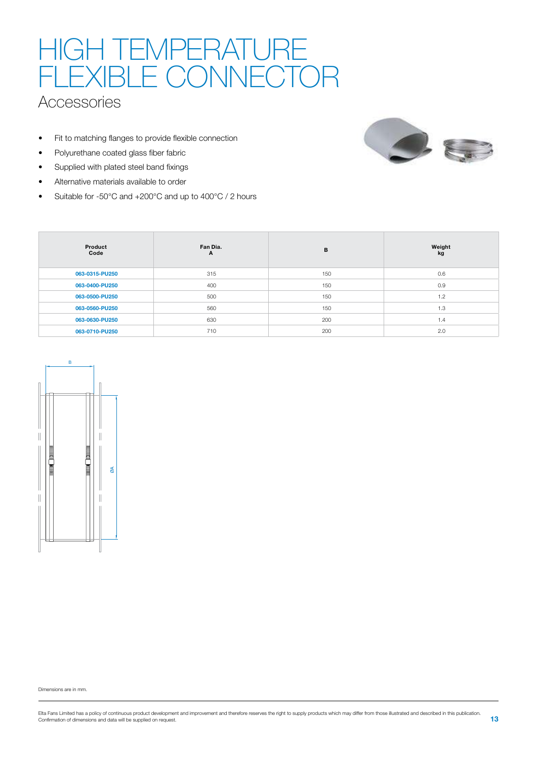# HIGH TEMPERATURE FLEXIBLE CONNECTOR

## Accessories

- Fit to matching flanges to provide flexible connection
- Polyurethane coated glass fiber fabric
- Supplied with plated steel band fixings
- Alternative materials available to order
- Suitable for -50°C and +200°C and up to 400°C / 2 hours

| Product Code | Fan Dia. A | B | Weight kg |
|---|---|---|---|
| 063-0315-PU250 | 315 | 150 | 0.6 |
| 063-0400-PU250 | 400 | 150 | 0.9 |
| 063-0500-PU250 | 500 | 150 | 1.2 |
| 063-0560-PU250 | 560 | 150 | 1.3 |
| 063-0630-PU250 | 630 | 200 | 1.4 |
| 063-0710-PU250 | 710 | 200 | 2.0 |

B

ØA

Dimensions are in mm.

Elta Fans Limited has a policy of continuous product development and improvement and therefore reserves the right to supply products which may differ from those illustrated and described in this publication. Confirmation of dimensions and data will be supplied on request.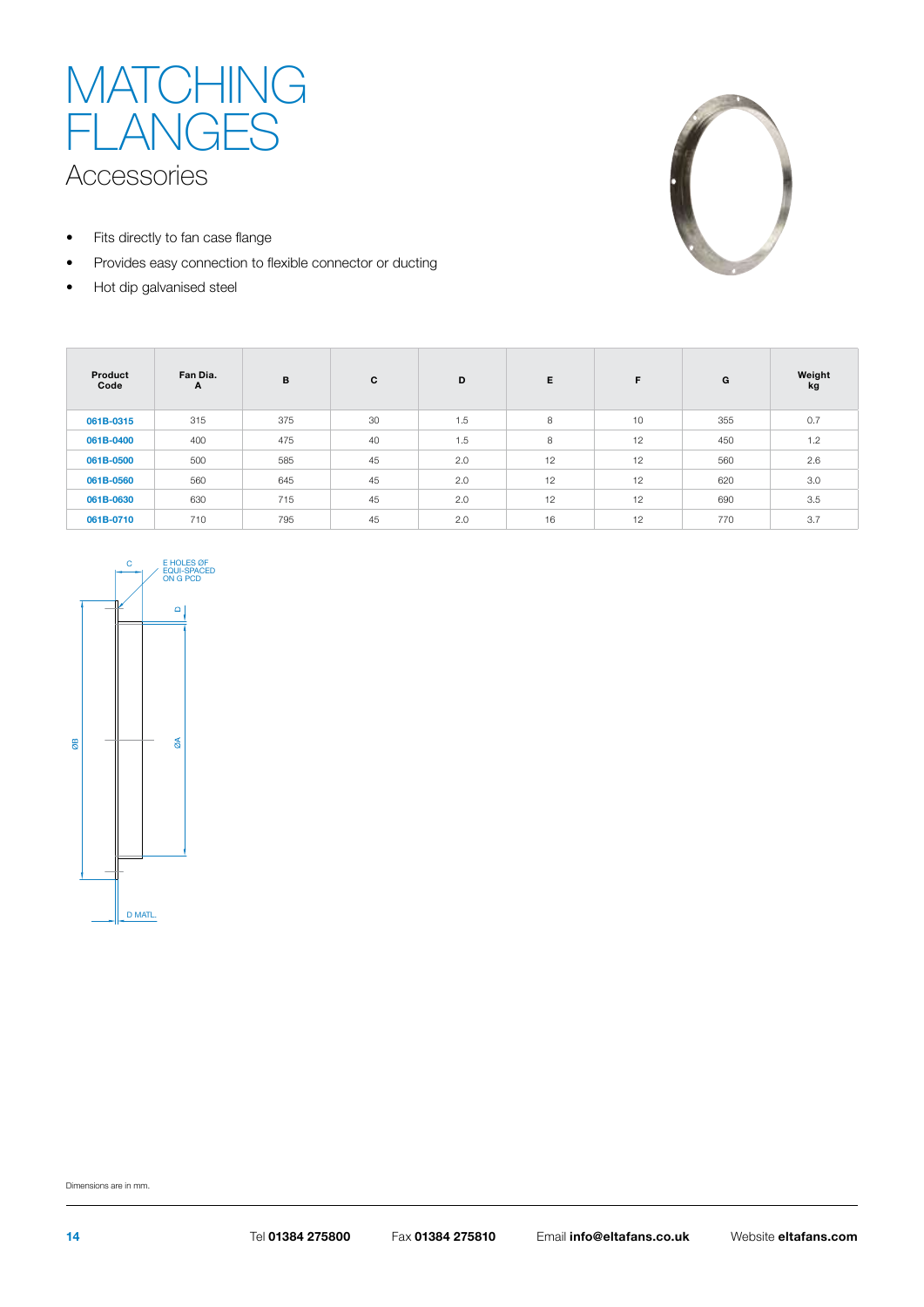# MATCHING FLANGES

## Accessories

- Fits directly to fan case flange
- Provides easy connection to flexible connector or ducting
- Hot dip galvanised steel

| Product Code | Fan Dia. A | B | C | D | E | F | G | Weight kg |
|---|---|---|---|---|---|---|---|---|
| 061B-0315 | 315 | 375 | 30 | 1.5 | 8 | 10 | 355 | 0.7 |
| 061B-0400 | 400 | 475 | 40 | 1.5 | 8 | 12 | 450 | 1.2 |
| 061B-0500 | 500 | 585 | 45 | 2.0 | 12 | 12 | 560 | 2.6 |
| 061B-0560 | 560 | 645 | 45 | 2.0 | 12 | 12 | 620 | 3.0 |
| 061B-0630 | 630 | 715 | 45 | 2.0 | 12 | 12 | 690 | 3.5 |
| 061B-0710 | 710 | 795 | 45 | 2.0 | 16 | 12 | 770 | 3.7 |

C

E HOLES ØF EQUI-SPACED ON G PCD

D

ØB

ØA

D MATL.

Dimensions are in mm.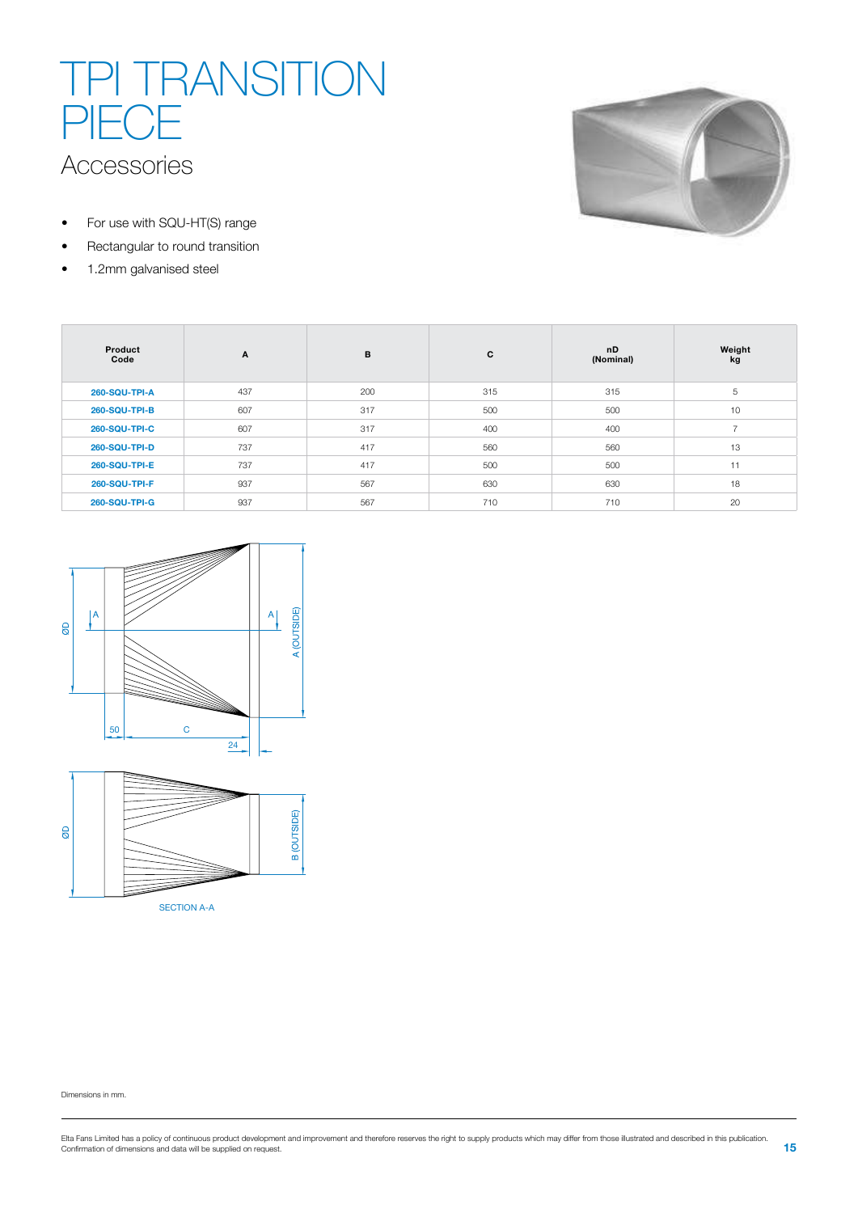# TPI TRANSITION PIECE

## Accessories

- For use with SQU-HT(S) range
- Rectangular to round transition
- 1.2mm galvanised steel

| Product Code | A | B | C | nD (Nominal) | Weight kg |
|---|---|---|---|---|---|
| 260-SQU-TPI-A | 437 | 200 | 315 | 315 | 5 |
| 260-SQU-TPI-B | 607 | 317 | 500 | 500 | 10 |
| 260-SQU-TPI-C | 607 | 317 | 400 | 400 | 7 |
| 260-SQU-TPI-D | 737 | 417 | 560 | 560 | 13 |
| 260-SQU-TPI-E | 737 | 417 | 500 | 500 | 11 |
| 260-SQU-TPI-F | 937 | 567 | 630 | 630 | 18 |
| 260-SQU-TPI-G | 937 | 567 | 710 | 710 | 20 |

SECTION A-A

Dimensions in mm.

Elta Fans Limited has a policy of continuous product development and improvement and therefore reserves the right to supply products which may differ from those illustrated and described in this publication. Confirmation of dimensions and data will be supplied on request.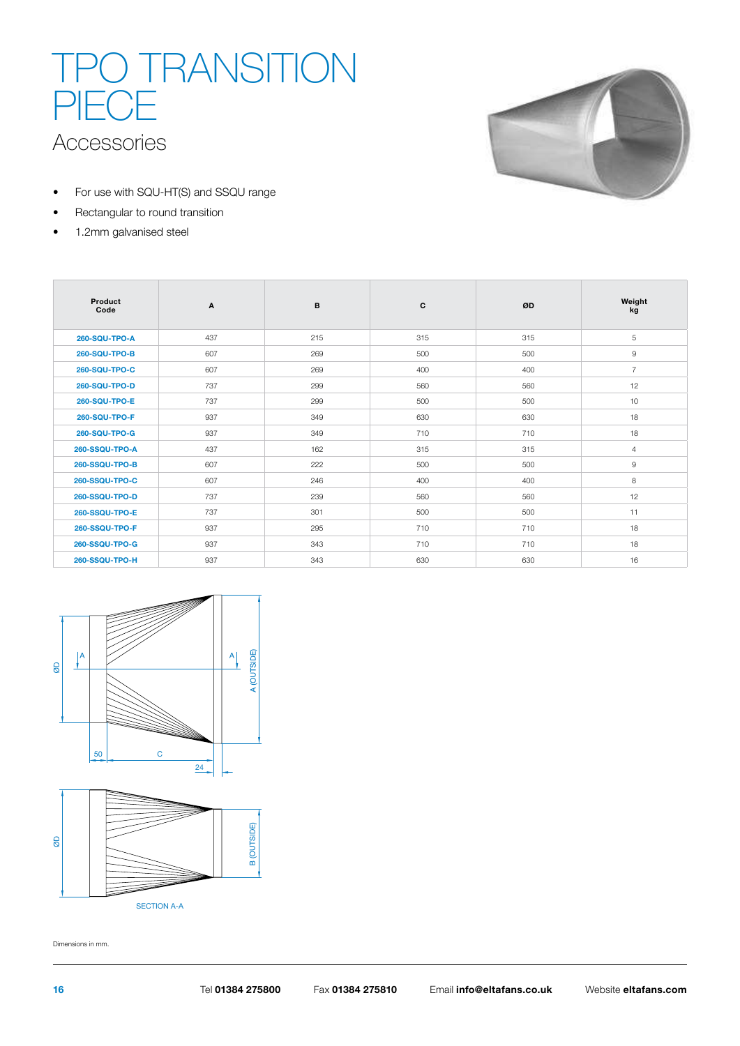# TPO TRANSITION PIECE

## Accessories

- For use with SQU-HT(S) and SSQU range
- Rectangular to round transition
- 1.2mm galvanised steel

| Product Code | A | B | C | ØD | Weight kg |
|---|---|---|---|---|---|
| 260-SQU-TPO-A | 437 | 215 | 315 | 315 | 5 |
| 260-SQU-TPO-B | 607 | 269 | 500 | 500 | 9 |
| 260-SQU-TPO-C | 607 | 269 | 400 | 400 | 7 |
| 260-SQU-TPO-D | 737 | 299 | 560 | 560 | 12 |
| 260-SQU-TPO-E | 737 | 299 | 500 | 500 | 10 |
| 260-SQU-TPO-F | 937 | 349 | 630 | 630 | 18 |
| 260-SQU-TPO-G | 937 | 349 | 710 | 710 | 18 |
| 260-SSQU-TPO-A | 437 | 162 | 315 | 315 | 4 |
| 260-SSQU-TPO-B | 607 | 222 | 500 | 500 | 9 |
| 260-SSQU-TPO-C | 607 | 246 | 400 | 400 | 8 |
| 260-SSQU-TPO-D | 737 | 239 | 560 | 560 | 12 |
| 260-SSQU-TPO-E | 737 | 301 | 500 | 500 | 11 |
| 260-SSQU-TPO-F | 937 | 295 | 710 | 710 | 18 |
| 260-SSQU-TPO-G | 937 | 343 | 710 | 710 | 18 |
| 260-SSQU-TPO-H | 937 | 343 | 630 | 630 | 16 |

SECTION A-A

Dimensions in mm.

Tel **01384 275800** Fax **01384 275810** Email **info@eltafans.co.uk** Website **eltafans.com**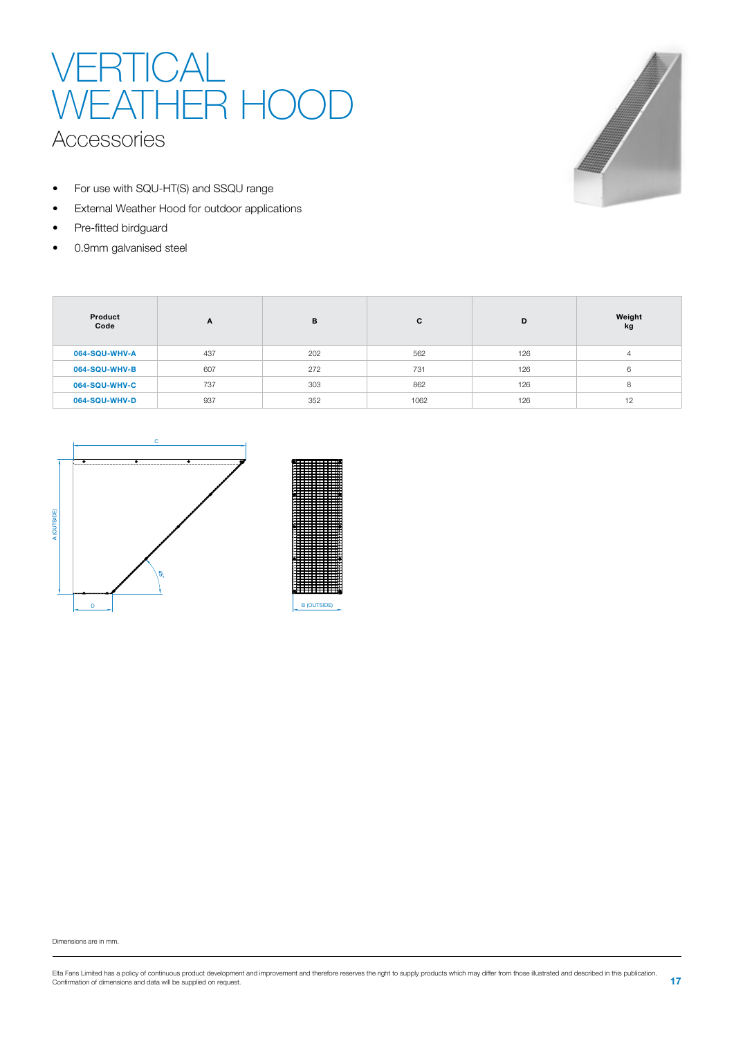# VERTICAL WEATHER HOOD

## Accessories

- For use with SQU-HT(S) and SSQU range
- External Weather Hood for outdoor applications
- Pre-fitted birdguard
- 0.9mm galvanised steel

| Product Code | A | B | C | D | Weight kg |
|---|---|---|---|---|---|
| 064-SQU-WHV-A | 437 | 202 | 562 | 126 | 4 |
| 064-SQU-WHV-B | 607 | 272 | 731 | 126 | 6 |
| 064-SQU-WHV-C | 737 | 303 | 862 | 126 | 8 |
| 064-SQU-WHV-D | 937 | 352 | 1062 | 126 | 12 |

Dimensions are in mm.

Elta Fans Limited has a policy of continuous product development and improvement and therefore reserves the right to supply products which may differ from those illustrated and described in this publication. Confirmation of dimensions and data will be supplied on request.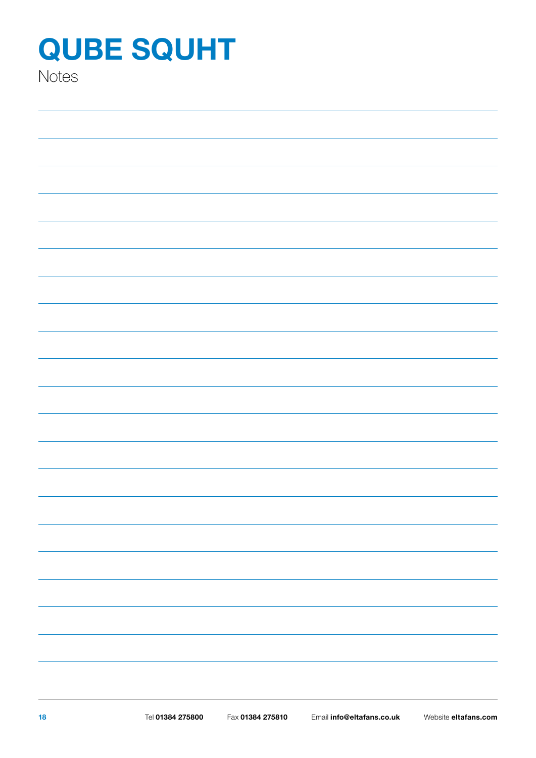# QUBE SQUHT

Notes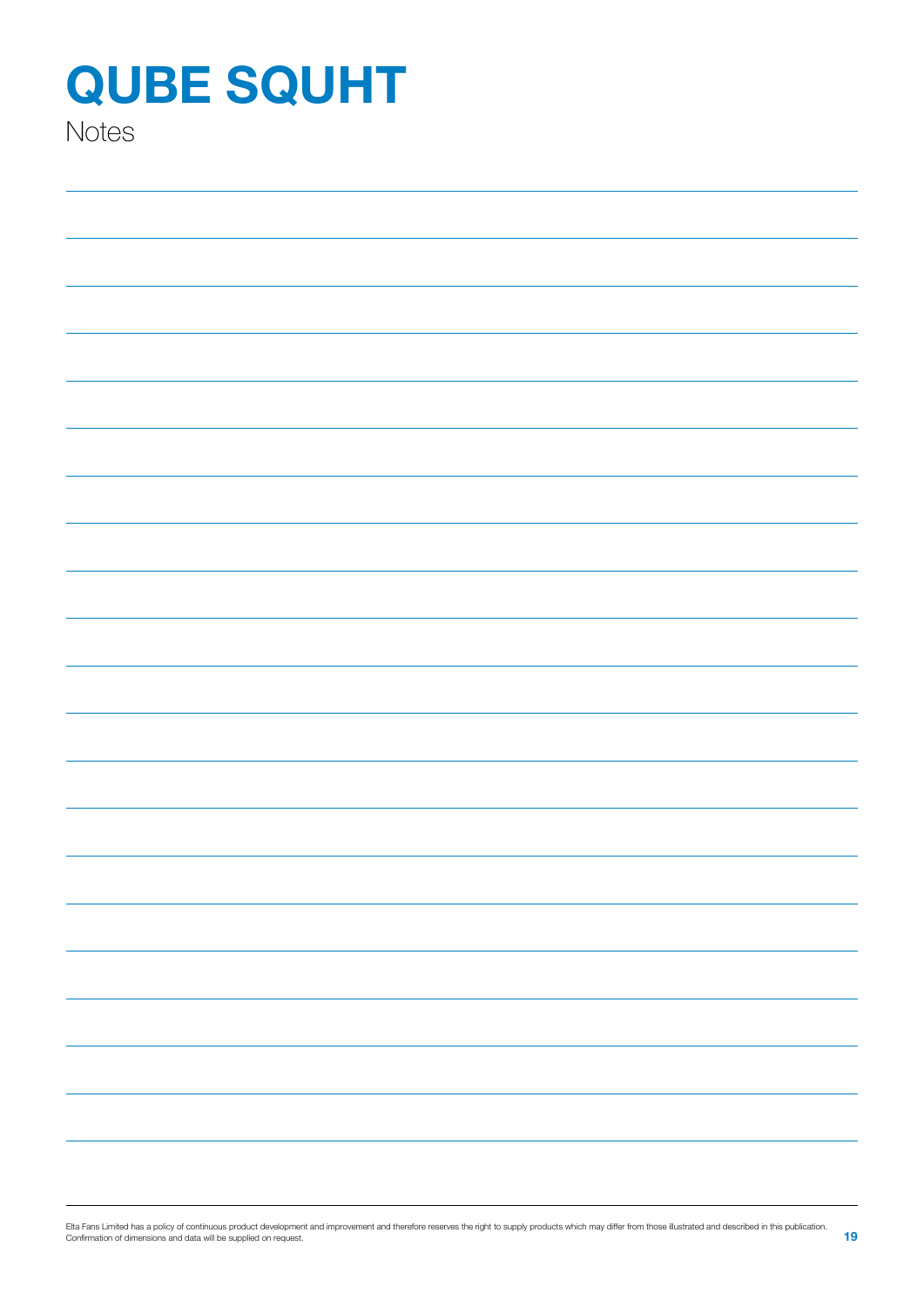# QUBE SQUHT

Notes

Elta Fans Limited has a policy of continuous product development and improvement and therefore reserves the right to supply products which may differ from those illustrated and described in this publication. Confirmation of dimensions and data will be supplied on request.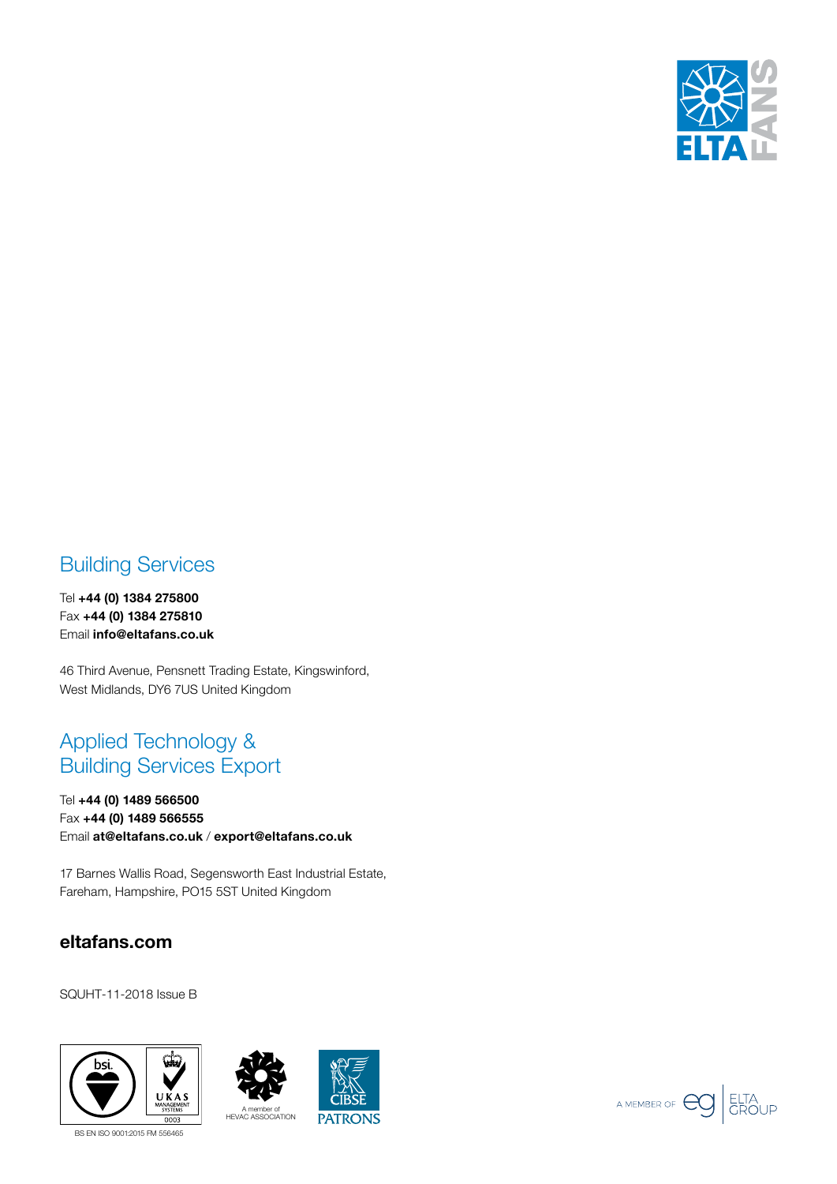## Building Services

Tel **+44 (0) 1384 275800**
Fax **+44 (0) 1384 275810**
Email **info@eltafans.co.uk**

46 Third Avenue, Pensnett Trading Estate, Kingswinford,
West Midlands, DY6 7US United Kingdom

## Applied Technology & Building Services Export

Tel **+44 (0) 1489 566500**
Fax **+44 (0) 1489 566555**
Email **at@eltafans.co.uk** / **export@eltafans.co.uk**

17 Barnes Wallis Road, Segensworth East Industrial Estate,
Fareham, Hampshire, PO15 5ST United Kingdom

**eltafans.com**

SQUHT-11-2018 Issue B

BS EN ISO 9001:2015 FM 556465

A member of HEVAC ASSOCIATION

CIBSE PATRONS

A MEMBER OF ELTA GROUP